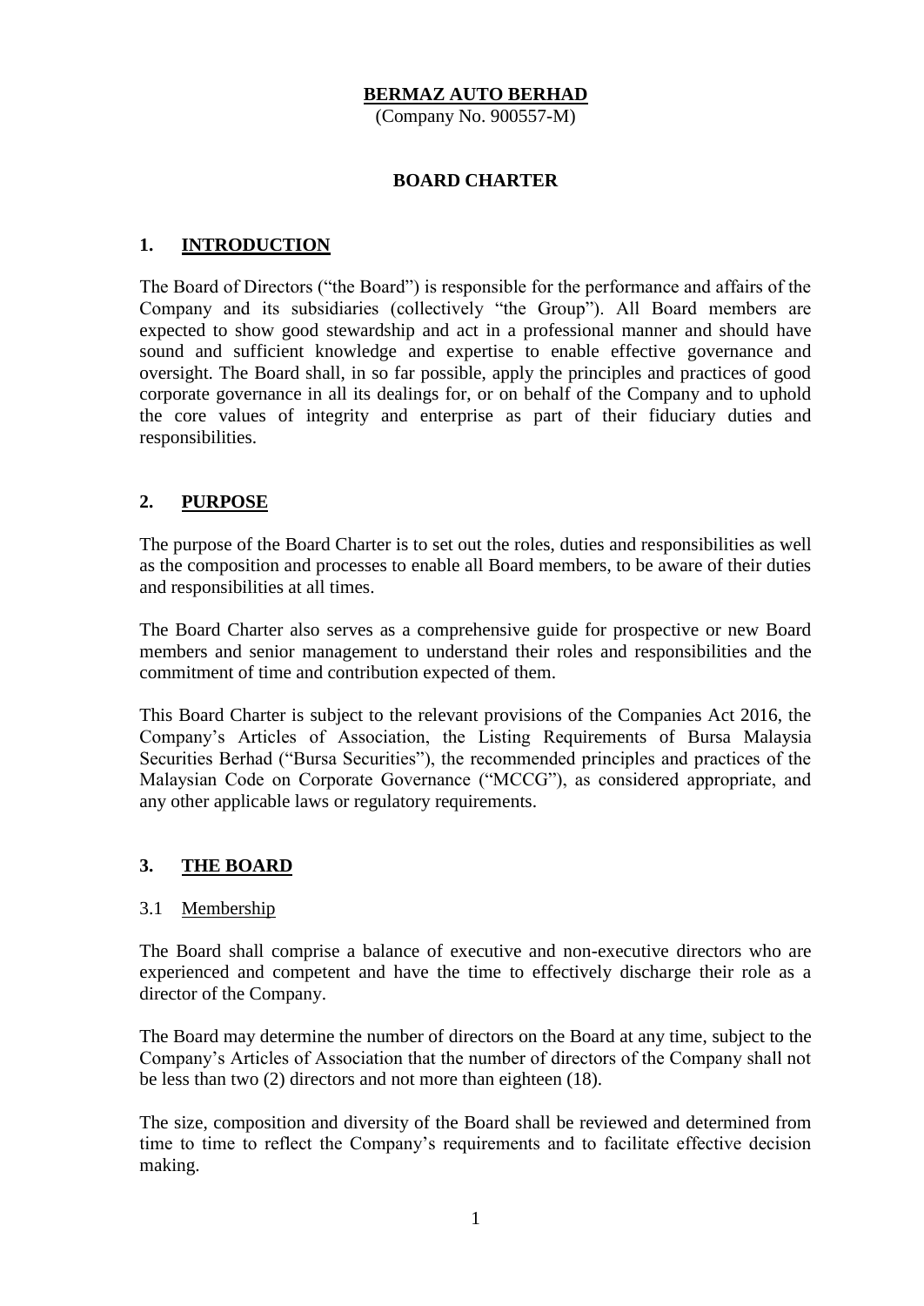# BERMAZ AUTO BERHAD

(Company No. 900557-M)

## BOARD CHARTER

## 1. INTRODUCTION

The Board of Directors ("the Board") is responsible for the performance and affairs of the Company and its subsidiaries (collectively "the Group"). All Board members are expected to show good stewardship and act in a professional manner and should have sound and sufficient knowledge and expertise to enable effective governance and oversight. The Board shall, in so far possible, apply the principles and practices of good corporate governance in all its dealings for, or on behalf of the Company and to uphold the core values of integrity and enterprise as part of their fiduciary duties and responsibilities.

## 2. PURPOSE

The purpose of the Board Charter is to set out the roles, duties and responsibilities as well as the composition and processes to enable all Board members, to be aware of their duties and responsibilities at all times.

The Board Charter also serves as a comprehensive guide for prospective or new Board members and senior management to understand their roles and responsibilities and the commitment of time and contribution expected of them.

This Board Charter is subject to the relevant provisions of the Companies Act 2016, the Company's Articles of Association, the Listing Requirements of Bursa Malaysia Securities Berhad ("Bursa Securities"), the recommended principles and practices of the Malaysian Code on Corporate Governance ("MCCG"), as considered appropriate, and any other applicable laws or regulatory requirements.

## 3. THE BOARD

### 3.1 Membership

The Board shall comprise a balance of executive and non-executive directors who are experienced and competent and have the time to effectively discharge their role as a director of the Company.

The Board may determine the number of directors on the Board at any time, subject to the Company's Articles of Association that the number of directors of the Company shall not be less than two (2) directors and not more than eighteen (18).

The size, composition and diversity of the Board shall be reviewed and determined from time to time to reflect the Company's requirements and to facilitate effective decision making.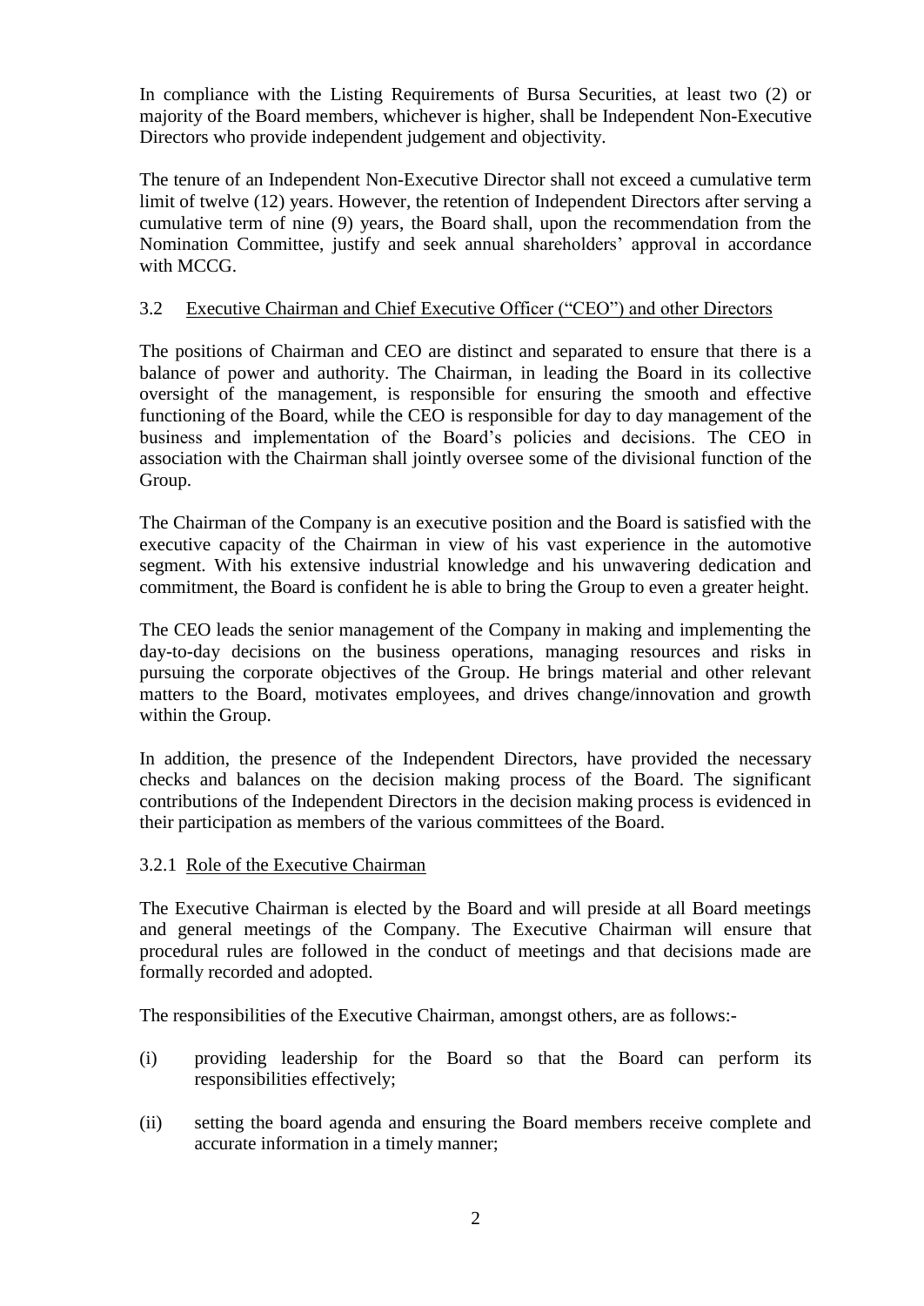In compliance with the Listing Requirements of Bursa Securities, at least two (2) or majority of the Board members, whichever is higher, shall be Independent Non-Executive Directors who provide independent judgement and objectivity.

The tenure of an Independent Non-Executive Director shall not exceed a cumulative term limit of twelve (12) years. However, the retention of Independent Directors after serving a cumulative term of nine (9) years, the Board shall, upon the recommendation from the Nomination Committee, justify and seek annual shareholders' approval in accordance with MCCG.

### 3.2 Executive Chairman and Chief Executive Officer ("CEO") and other Directors

The positions of Chairman and CEO are distinct and separated to ensure that there is a balance of power and authority. The Chairman, in leading the Board in its collective oversight of the management, is responsible for ensuring the smooth and effective functioning of the Board, while the CEO is responsible for day to day management of the business and implementation of the Board's policies and decisions. The CEO in association with the Chairman shall jointly oversee some of the divisional function of the Group.

The Chairman of the Company is an executive position and the Board is satisfied with the executive capacity of the Chairman in view of his vast experience in the automotive segment. With his extensive industrial knowledge and his unwavering dedication and commitment, the Board is confident he is able to bring the Group to even a greater height.

The CEO leads the senior management of the Company in making and implementing the day-to-day decisions on the business operations, managing resources and risks in pursuing the corporate objectives of the Group. He brings material and other relevant matters to the Board, motivates employees, and drives change/innovation and growth within the Group.

In addition, the presence of the Independent Directors, have provided the necessary checks and balances on the decision making process of the Board. The significant contributions of the Independent Directors in the decision making process is evidenced in their participation as members of the various committees of the Board.

#### 3.2.1 Role of the Executive Chairman

The Executive Chairman is elected by the Board and will preside at all Board meetings and general meetings of the Company. The Executive Chairman will ensure that procedural rules are followed in the conduct of meetings and that decisions made are formally recorded and adopted.

The responsibilities of the Executive Chairman, amongst others, are as follows:-

(i) providing leadership for the Board so that the Board can perform its responsibilities effectively;

(ii) setting the board agenda and ensuring the Board members receive complete and accurate information in a timely manner;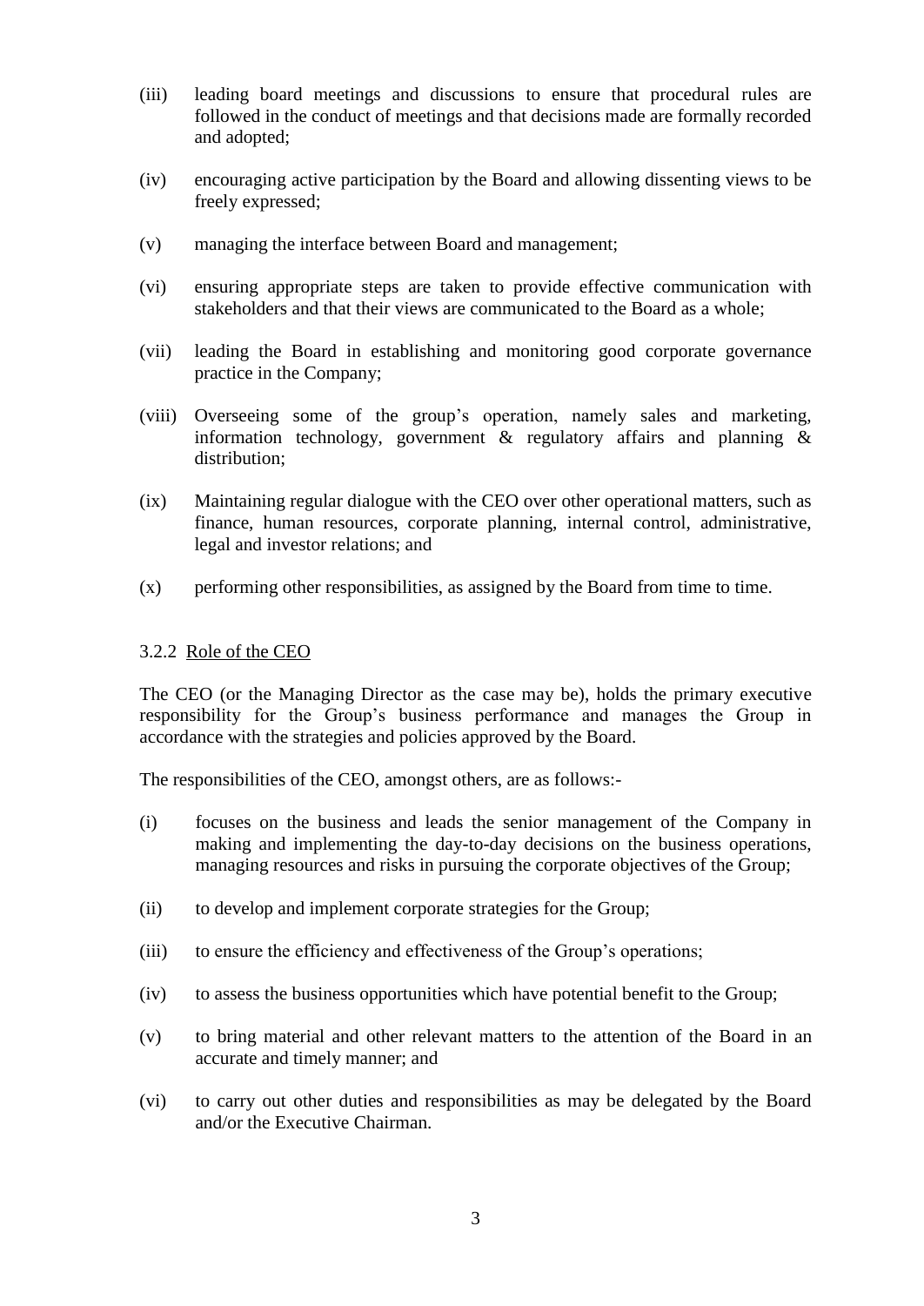(iii) leading board meetings and discussions to ensure that procedural rules are followed in the conduct of meetings and that decisions made are formally recorded and adopted;

(iv) encouraging active participation by the Board and allowing dissenting views to be freely expressed;

(v) managing the interface between Board and management;

(vi) ensuring appropriate steps are taken to provide effective communication with stakeholders and that their views are communicated to the Board as a whole;

(vii) leading the Board in establishing and monitoring good corporate governance practice in the Company;

(viii) Overseeing some of the group's operation, namely sales and marketing, information technology, government & regulatory affairs and planning & distribution;

(ix) Maintaining regular dialogue with the CEO over other operational matters, such as finance, human resources, corporate planning, internal control, administrative, legal and investor relations; and

(x) performing other responsibilities, as assigned by the Board from time to time.

### 3.2.2 Role of the CEO

The CEO (or the Managing Director as the case may be), holds the primary executive responsibility for the Group's business performance and manages the Group in accordance with the strategies and policies approved by the Board.

The responsibilities of the CEO, amongst others, are as follows:-

(i) focuses on the business and leads the senior management of the Company in making and implementing the day-to-day decisions on the business operations, managing resources and risks in pursuing the corporate objectives of the Group;

(ii) to develop and implement corporate strategies for the Group;

(iii) to ensure the efficiency and effectiveness of the Group's operations;

(iv) to assess the business opportunities which have potential benefit to the Group;

(v) to bring material and other relevant matters to the attention of the Board in an accurate and timely manner; and

(vi) to carry out other duties and responsibilities as may be delegated by the Board and/or the Executive Chairman.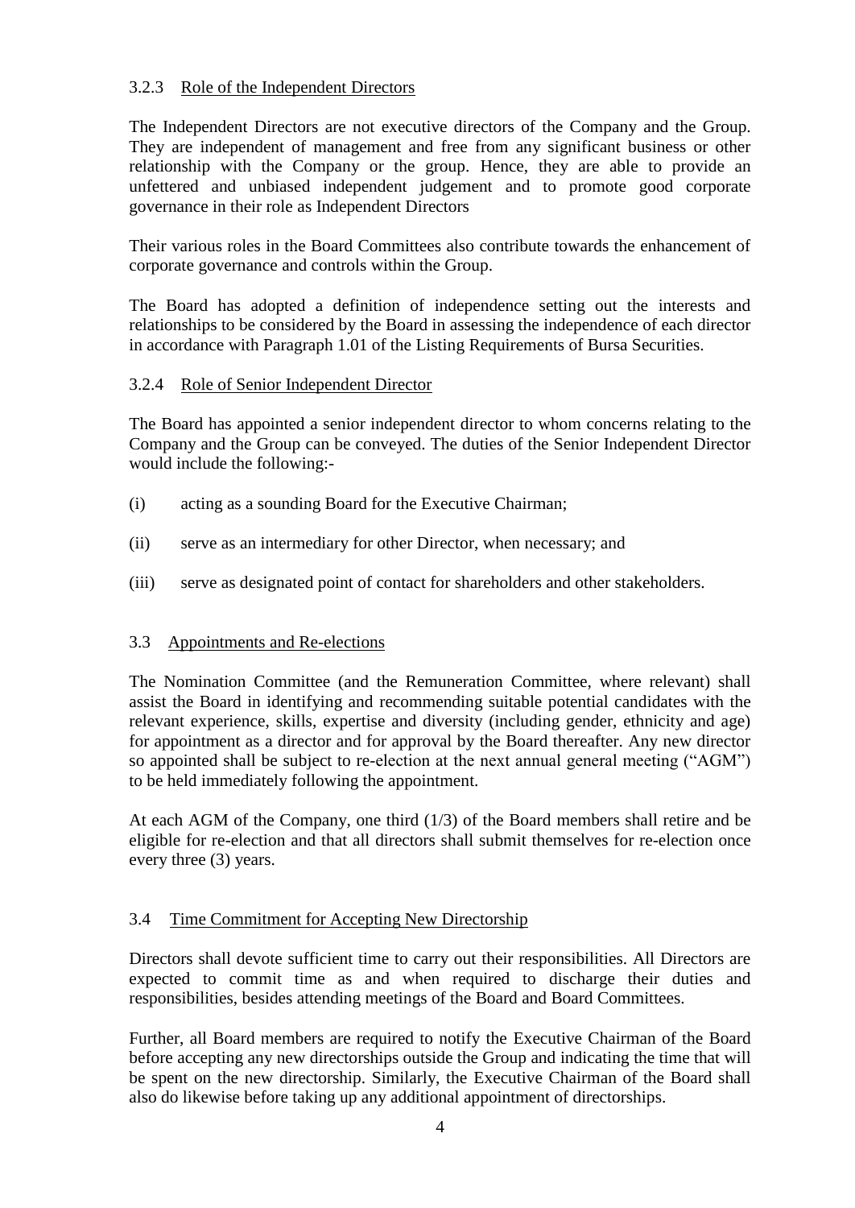### 3.2.3 Role of the Independent Directors

The Independent Directors are not executive directors of the Company and the Group. They are independent of management and free from any significant business or other relationship with the Company or the group. Hence, they are able to provide an unfettered and unbiased independent judgement and to promote good corporate governance in their role as Independent Directors

Their various roles in the Board Committees also contribute towards the enhancement of corporate governance and controls within the Group.

The Board has adopted a definition of independence setting out the interests and relationships to be considered by the Board in assessing the independence of each director in accordance with Paragraph 1.01 of the Listing Requirements of Bursa Securities.

### 3.2.4 Role of Senior Independent Director

The Board has appointed a senior independent director to whom concerns relating to the Company and the Group can be conveyed. The duties of the Senior Independent Director would include the following:-

(i) acting as a sounding Board for the Executive Chairman;

(ii) serve as an intermediary for other Director, when necessary; and

(iii) serve as designated point of contact for shareholders and other stakeholders.

## 3.3 Appointments and Re-elections

The Nomination Committee (and the Remuneration Committee, where relevant) shall assist the Board in identifying and recommending suitable potential candidates with the relevant experience, skills, expertise and diversity (including gender, ethnicity and age) for appointment as a director and for approval by the Board thereafter. Any new director so appointed shall be subject to re-election at the next annual general meeting ("AGM") to be held immediately following the appointment.

At each AGM of the Company, one third (1/3) of the Board members shall retire and be eligible for re-election and that all directors shall submit themselves for re-election once every three (3) years.

## 3.4 Time Commitment for Accepting New Directorship

Directors shall devote sufficient time to carry out their responsibilities. All Directors are expected to commit time as and when required to discharge their duties and responsibilities, besides attending meetings of the Board and Board Committees.

Further, all Board members are required to notify the Executive Chairman of the Board before accepting any new directorships outside the Group and indicating the time that will be spent on the new directorship. Similarly, the Executive Chairman of the Board shall also do likewise before taking up any additional appointment of directorships.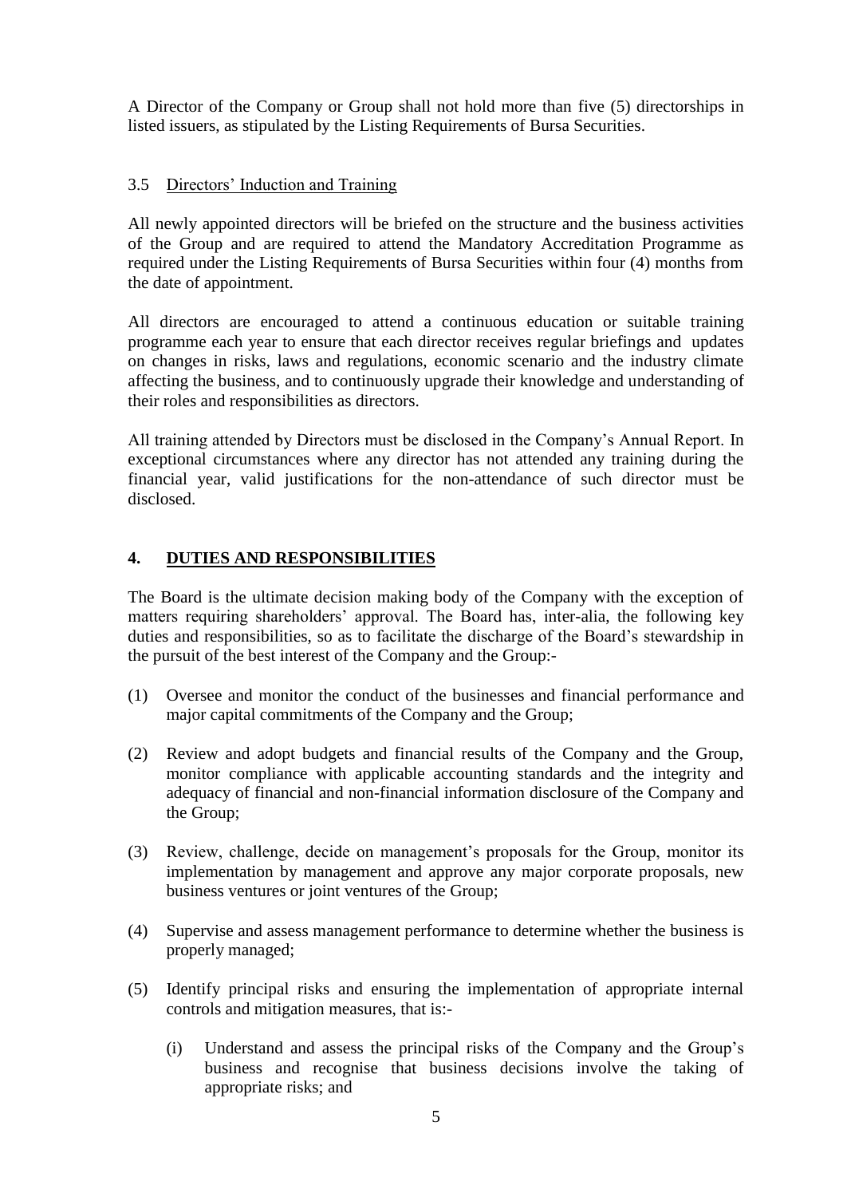A Director of the Company or Group shall not hold more than five (5) directorships in listed issuers, as stipulated by the Listing Requirements of Bursa Securities.

### 3.5 Directors' Induction and Training

All newly appointed directors will be briefed on the structure and the business activities of the Group and are required to attend the Mandatory Accreditation Programme as required under the Listing Requirements of Bursa Securities within four (4) months from the date of appointment.

All directors are encouraged to attend a continuous education or suitable training programme each year to ensure that each director receives regular briefings and updates on changes in risks, laws and regulations, economic scenario and the industry climate affecting the business, and to continuously upgrade their knowledge and understanding of their roles and responsibilities as directors.

All training attended by Directors must be disclosed in the Company's Annual Report. In exceptional circumstances where any director has not attended any training during the financial year, valid justifications for the non-attendance of such director must be disclosed.

## 4. DUTIES AND RESPONSIBILITIES

The Board is the ultimate decision making body of the Company with the exception of matters requiring shareholders' approval. The Board has, inter-alia, the following key duties and responsibilities, so as to facilitate the discharge of the Board's stewardship in the pursuit of the best interest of the Company and the Group:-

(1) Oversee and monitor the conduct of the businesses and financial performance and major capital commitments of the Company and the Group;

(2) Review and adopt budgets and financial results of the Company and the Group, monitor compliance with applicable accounting standards and the integrity and adequacy of financial and non-financial information disclosure of the Company and the Group;

(3) Review, challenge, decide on management's proposals for the Group, monitor its implementation by management and approve any major corporate proposals, new business ventures or joint ventures of the Group;

(4) Supervise and assess management performance to determine whether the business is properly managed;

(5) Identify principal risks and ensuring the implementation of appropriate internal controls and mitigation measures, that is:-

   (i) Understand and assess the principal risks of the Company and the Group's business and recognise that business decisions involve the taking of appropriate risks; and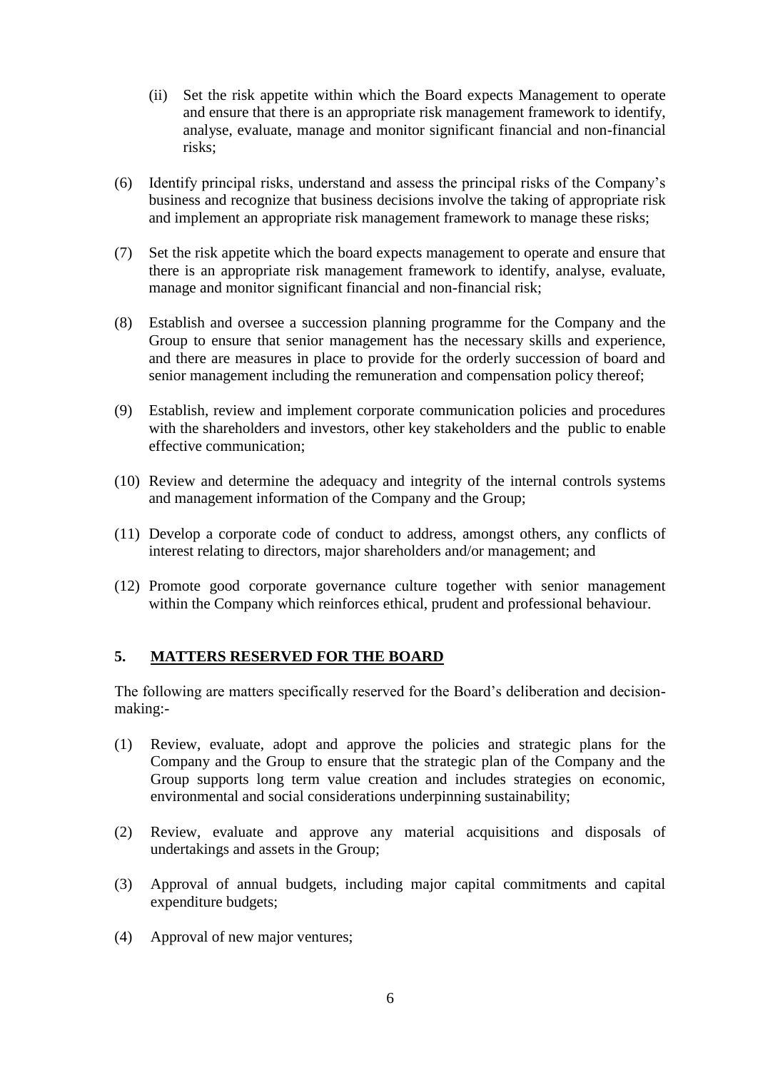(ii) Set the risk appetite within which the Board expects Management to operate and ensure that there is an appropriate risk management framework to identify, analyse, evaluate, manage and monitor significant financial and non-financial risks;

(6) Identify principal risks, understand and assess the principal risks of the Company's business and recognize that business decisions involve the taking of appropriate risk and implement an appropriate risk management framework to manage these risks;

(7) Set the risk appetite which the board expects management to operate and ensure that there is an appropriate risk management framework to identify, analyse, evaluate, manage and monitor significant financial and non-financial risk;

(8) Establish and oversee a succession planning programme for the Company and the Group to ensure that senior management has the necessary skills and experience, and there are measures in place to provide for the orderly succession of board and senior management including the remuneration and compensation policy thereof;

(9) Establish, review and implement corporate communication policies and procedures with the shareholders and investors, other key stakeholders and the public to enable effective communication;

(10) Review and determine the adequacy and integrity of the internal controls systems and management information of the Company and the Group;

(11) Develop a corporate code of conduct to address, amongst others, any conflicts of interest relating to directors, major shareholders and/or management; and

(12) Promote good corporate governance culture together with senior management within the Company which reinforces ethical, prudent and professional behaviour.

## 5. **MATTERS RESERVED FOR THE BOARD**

The following are matters specifically reserved for the Board's deliberation and decision-making:-

(1) Review, evaluate, adopt and approve the policies and strategic plans for the Company and the Group to ensure that the strategic plan of the Company and the Group supports long term value creation and includes strategies on economic, environmental and social considerations underpinning sustainability;

(2) Review, evaluate and approve any material acquisitions and disposals of undertakings and assets in the Group;

(3) Approval of annual budgets, including major capital commitments and capital expenditure budgets;

(4) Approval of new major ventures;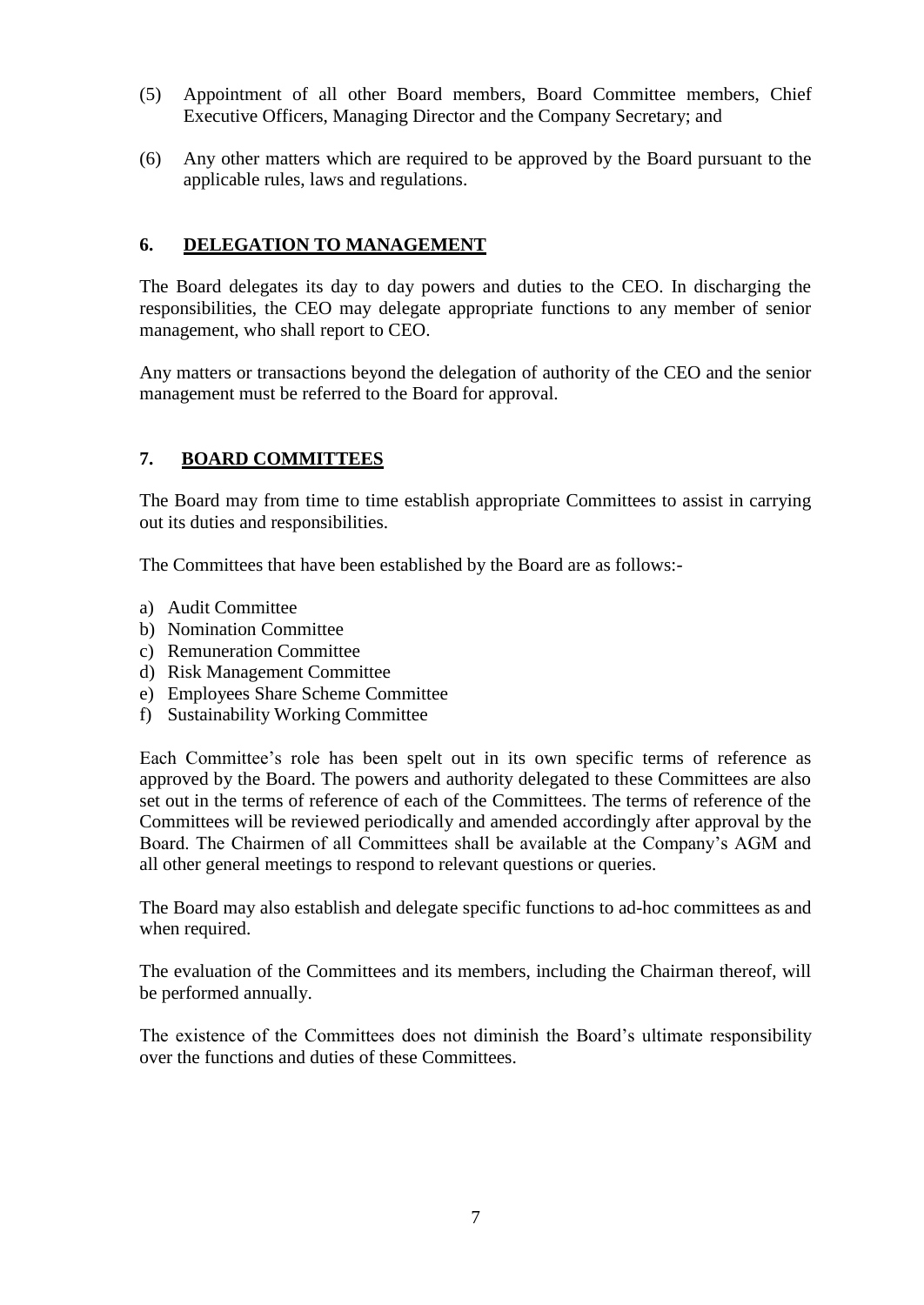(5) Appointment of all other Board members, Board Committee members, Chief Executive Officers, Managing Director and the Company Secretary; and

(6) Any other matters which are required to be approved by the Board pursuant to the applicable rules, laws and regulations.

## 6. DELEGATION TO MANAGEMENT

The Board delegates its day to day powers and duties to the CEO. In discharging the responsibilities, the CEO may delegate appropriate functions to any member of senior management, who shall report to CEO.

Any matters or transactions beyond the delegation of authority of the CEO and the senior management must be referred to the Board for approval.

## 7. BOARD COMMITTEES

The Board may from time to time establish appropriate Committees to assist in carrying out its duties and responsibilities.

The Committees that have been established by the Board are as follows:-

a) Audit Committee
b) Nomination Committee
c) Remuneration Committee
d) Risk Management Committee
e) Employees Share Scheme Committee
f) Sustainability Working Committee

Each Committee's role has been spelt out in its own specific terms of reference as approved by the Board. The powers and authority delegated to these Committees are also set out in the terms of reference of each of the Committees. The terms of reference of the Committees will be reviewed periodically and amended accordingly after approval by the Board. The Chairmen of all Committees shall be available at the Company's AGM and all other general meetings to respond to relevant questions or queries.

The Board may also establish and delegate specific functions to ad-hoc committees as and when required.

The evaluation of the Committees and its members, including the Chairman thereof, will be performed annually.

The existence of the Committees does not diminish the Board's ultimate responsibility over the functions and duties of these Committees.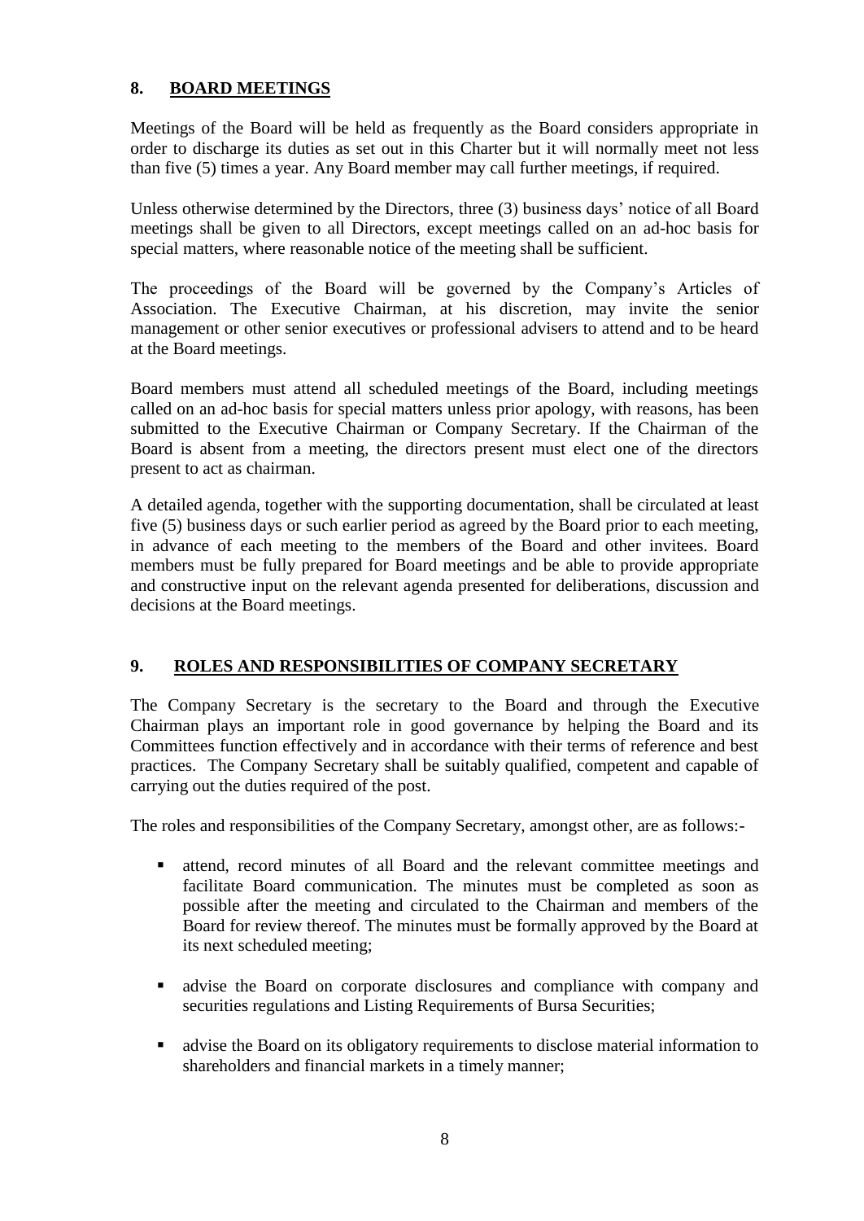## 8. BOARD MEETINGS

Meetings of the Board will be held as frequently as the Board considers appropriate in order to discharge its duties as set out in this Charter but it will normally meet not less than five (5) times a year. Any Board member may call further meetings, if required.

Unless otherwise determined by the Directors, three (3) business days' notice of all Board meetings shall be given to all Directors, except meetings called on an ad-hoc basis for special matters, where reasonable notice of the meeting shall be sufficient.

The proceedings of the Board will be governed by the Company's Articles of Association. The Executive Chairman, at his discretion, may invite the senior management or other senior executives or professional advisers to attend and to be heard at the Board meetings.

Board members must attend all scheduled meetings of the Board, including meetings called on an ad-hoc basis for special matters unless prior apology, with reasons, has been submitted to the Executive Chairman or Company Secretary. If the Chairman of the Board is absent from a meeting, the directors present must elect one of the directors present to act as chairman.

A detailed agenda, together with the supporting documentation, shall be circulated at least five (5) business days or such earlier period as agreed by the Board prior to each meeting, in advance of each meeting to the members of the Board and other invitees. Board members must be fully prepared for Board meetings and be able to provide appropriate and constructive input on the relevant agenda presented for deliberations, discussion and decisions at the Board meetings.

## 9. ROLES AND RESPONSIBILITIES OF COMPANY SECRETARY

The Company Secretary is the secretary to the Board and through the Executive Chairman plays an important role in good governance by helping the Board and its Committees function effectively and in accordance with their terms of reference and best practices. The Company Secretary shall be suitably qualified, competent and capable of carrying out the duties required of the post.

The roles and responsibilities of the Company Secretary, amongst other, are as follows:-

- attend, record minutes of all Board and the relevant committee meetings and facilitate Board communication. The minutes must be completed as soon as possible after the meeting and circulated to the Chairman and members of the Board for review thereof. The minutes must be formally approved by the Board at its next scheduled meeting;
- advise the Board on corporate disclosures and compliance with company and securities regulations and Listing Requirements of Bursa Securities;
- advise the Board on its obligatory requirements to disclose material information to shareholders and financial markets in a timely manner;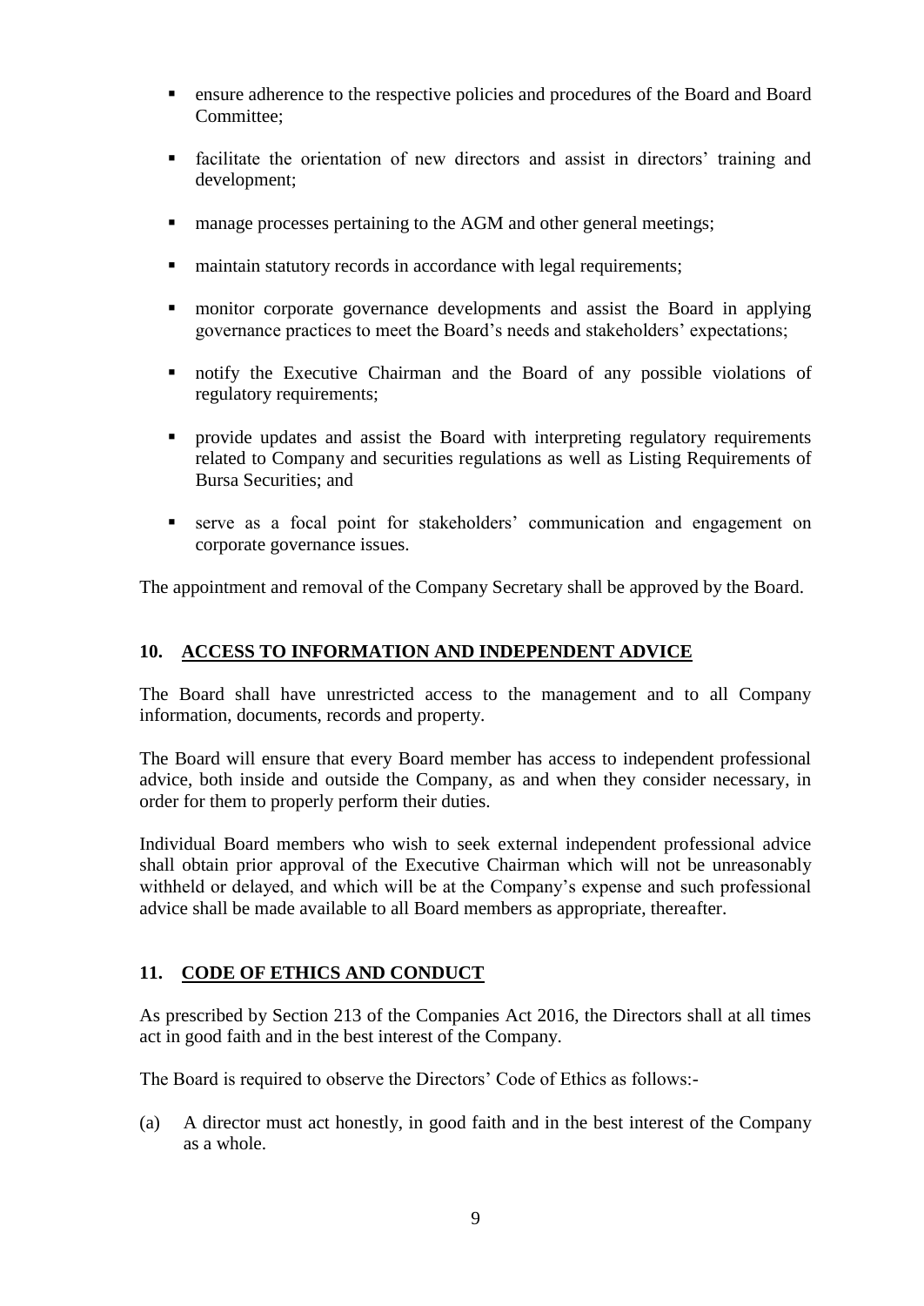- ensure adherence to the respective policies and procedures of the Board and Board Committee;
- facilitate the orientation of new directors and assist in directors' training and development;
- manage processes pertaining to the AGM and other general meetings;
- maintain statutory records in accordance with legal requirements;
- monitor corporate governance developments and assist the Board in applying governance practices to meet the Board's needs and stakeholders' expectations;
- notify the Executive Chairman and the Board of any possible violations of regulatory requirements;
- provide updates and assist the Board with interpreting regulatory requirements related to Company and securities regulations as well as Listing Requirements of Bursa Securities; and
- serve as a focal point for stakeholders' communication and engagement on corporate governance issues.

The appointment and removal of the Company Secretary shall be approved by the Board.

## 10. ACCESS TO INFORMATION AND INDEPENDENT ADVICE

The Board shall have unrestricted access to the management and to all Company information, documents, records and property.

The Board will ensure that every Board member has access to independent professional advice, both inside and outside the Company, as and when they consider necessary, in order for them to properly perform their duties.

Individual Board members who wish to seek external independent professional advice shall obtain prior approval of the Executive Chairman which will not be unreasonably withheld or delayed, and which will be at the Company's expense and such professional advice shall be made available to all Board members as appropriate, thereafter.

## 11. CODE OF ETHICS AND CONDUCT

As prescribed by Section 213 of the Companies Act 2016, the Directors shall at all times act in good faith and in the best interest of the Company.

The Board is required to observe the Directors' Code of Ethics as follows:-

(a) A director must act honestly, in good faith and in the best interest of the Company as a whole.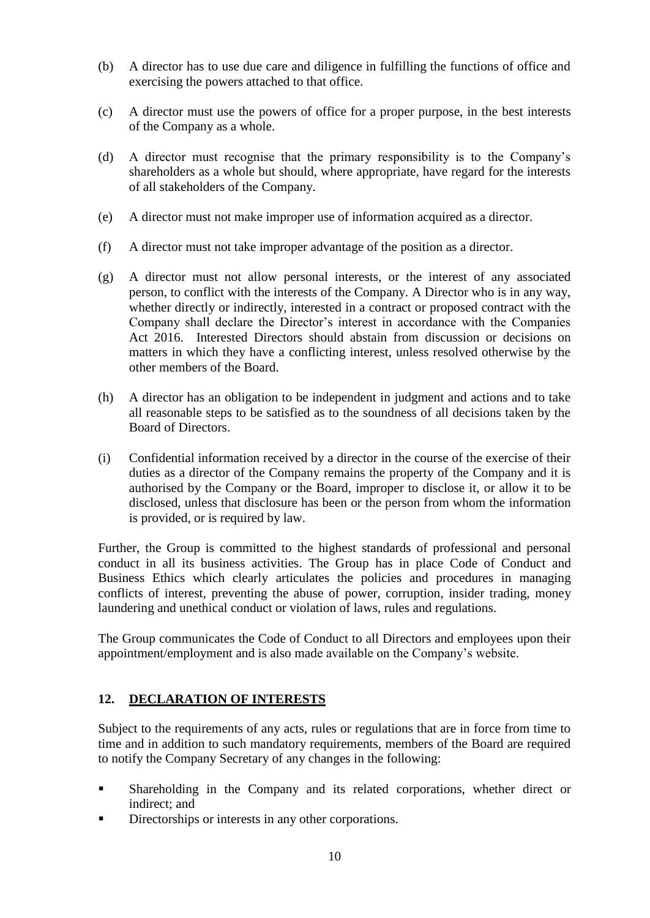(b) A director has to use due care and diligence in fulfilling the functions of office and exercising the powers attached to that office.

(c) A director must use the powers of office for a proper purpose, in the best interests of the Company as a whole.

(d) A director must recognise that the primary responsibility is to the Company's shareholders as a whole but should, where appropriate, have regard for the interests of all stakeholders of the Company.

(e) A director must not make improper use of information acquired as a director.

(f) A director must not take improper advantage of the position as a director.

(g) A director must not allow personal interests, or the interest of any associated person, to conflict with the interests of the Company. A Director who is in any way, whether directly or indirectly, interested in a contract or proposed contract with the Company shall declare the Director's interest in accordance with the Companies Act 2016. Interested Directors should abstain from discussion or decisions on matters in which they have a conflicting interest, unless resolved otherwise by the other members of the Board.

(h) A director has an obligation to be independent in judgment and actions and to take all reasonable steps to be satisfied as to the soundness of all decisions taken by the Board of Directors.

(i) Confidential information received by a director in the course of the exercise of their duties as a director of the Company remains the property of the Company and it is authorised by the Company or the Board, improper to disclose it, or allow it to be disclosed, unless that disclosure has been or the person from whom the information is provided, or is required by law.

Further, the Group is committed to the highest standards of professional and personal conduct in all its business activities. The Group has in place Code of Conduct and Business Ethics which clearly articulates the policies and procedures in managing conflicts of interest, preventing the abuse of power, corruption, insider trading, money laundering and unethical conduct or violation of laws, rules and regulations.

The Group communicates the Code of Conduct to all Directors and employees upon their appointment/employment and is also made available on the Company's website.

## 12. DECLARATION OF INTERESTS

Subject to the requirements of any acts, rules or regulations that are in force from time to time and in addition to such mandatory requirements, members of the Board are required to notify the Company Secretary of any changes in the following:

- Shareholding in the Company and its related corporations, whether direct or indirect; and
- Directorships or interests in any other corporations.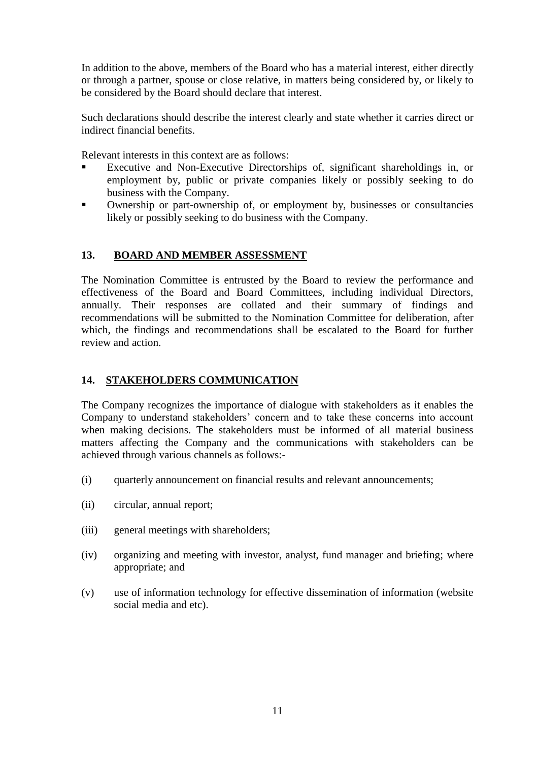In addition to the above, members of the Board who has a material interest, either directly or through a partner, spouse or close relative, in matters being considered by, or likely to be considered by the Board should declare that interest.

Such declarations should describe the interest clearly and state whether it carries direct or indirect financial benefits.

Relevant interests in this context are as follows:

- Executive and Non-Executive Directorships of, significant shareholdings in, or employment by, public or private companies likely or possibly seeking to do business with the Company.
- Ownership or part-ownership of, or employment by, businesses or consultancies likely or possibly seeking to do business with the Company.

## 13. BOARD AND MEMBER ASSESSMENT

The Nomination Committee is entrusted by the Board to review the performance and effectiveness of the Board and Board Committees, including individual Directors, annually. Their responses are collated and their summary of findings and recommendations will be submitted to the Nomination Committee for deliberation, after which, the findings and recommendations shall be escalated to the Board for further review and action.

## 14. STAKEHOLDERS COMMUNICATION

The Company recognizes the importance of dialogue with stakeholders as it enables the Company to understand stakeholders' concern and to take these concerns into account when making decisions. The stakeholders must be informed of all material business matters affecting the Company and the communications with stakeholders can be achieved through various channels as follows:-

(i) quarterly announcement on financial results and relevant announcements;

(ii) circular, annual report;

(iii) general meetings with shareholders;

(iv) organizing and meeting with investor, analyst, fund manager and briefing; where appropriate; and

(v) use of information technology for effective dissemination of information (website social media and etc).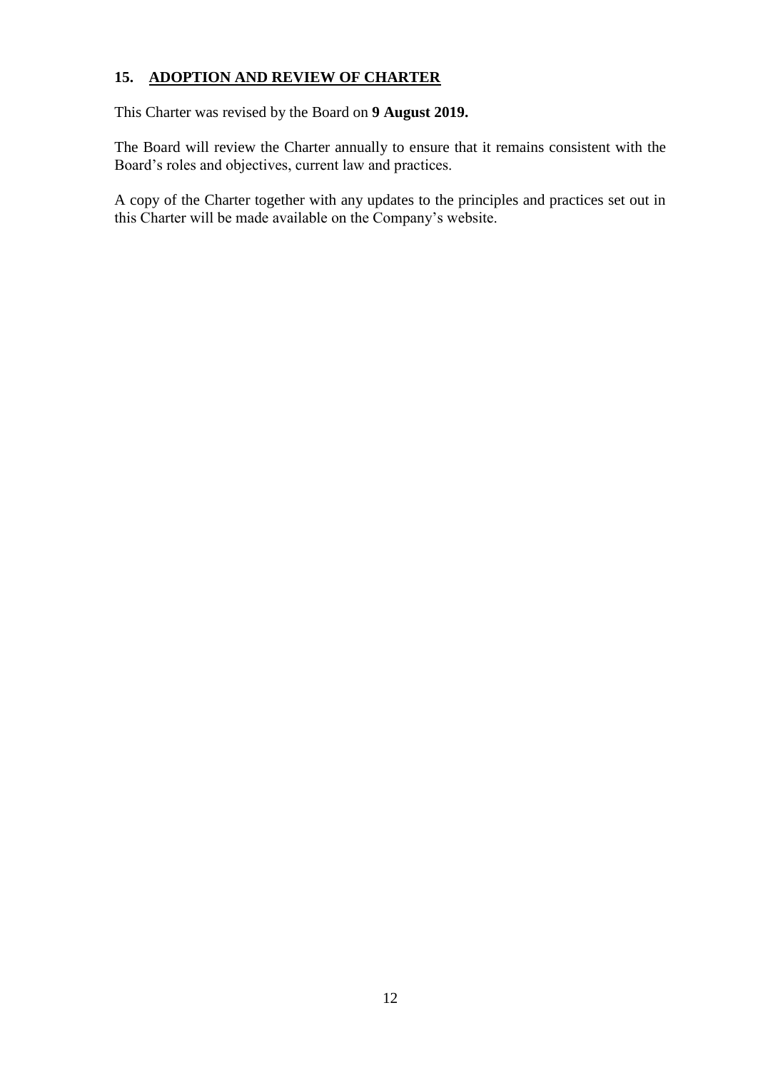## 15. ADOPTION AND REVIEW OF CHARTER

This Charter was revised by the Board on **9 August 2019.**

The Board will review the Charter annually to ensure that it remains consistent with the Board's roles and objectives, current law and practices.

A copy of the Charter together with any updates to the principles and practices set out in this Charter will be made available on the Company's website.